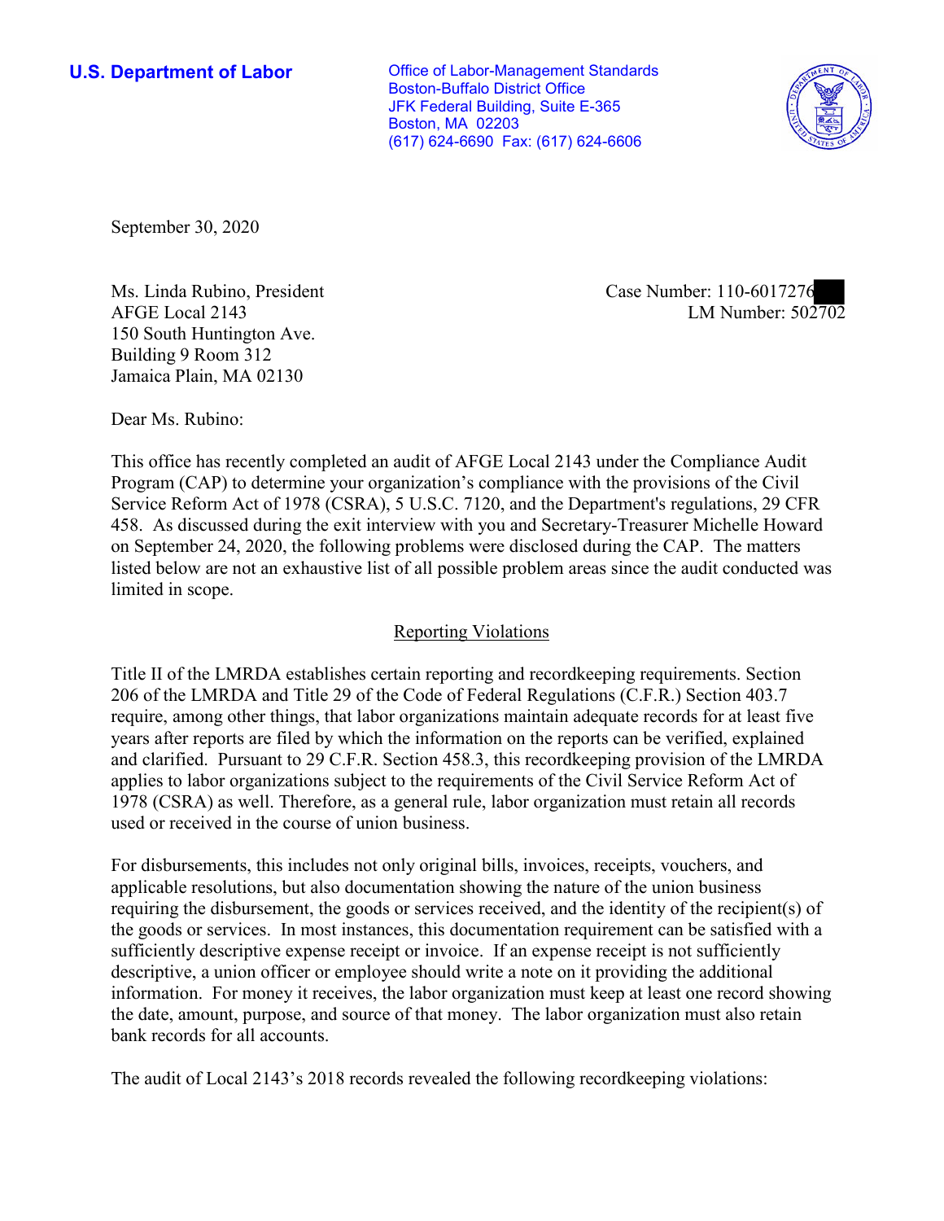**U.S. Department of Labor**

Office of Labor-Management Standards
Boston-Buffalo District Office
JFK Federal Building, Suite E-365
Boston, MA 02203
(617) 624-6690 Fax: (617) 624-6606

September 30, 2020

Ms. Linda Rubino, President
AFGE Local 2143
150 South Huntington Ave.
Building 9 Room 312
Jamaica Plain, MA 02130

Case Number: 110-6017276
LM Number: 502702

Dear Ms. Rubino:

This office has recently completed an audit of AFGE Local 2143 under the Compliance Audit Program (CAP) to determine your organization's compliance with the provisions of the Civil Service Reform Act of 1978 (CSRA), 5 U.S.C. 7120, and the Department's regulations, 29 CFR 458. As discussed during the exit interview with you and Secretary-Treasurer Michelle Howard on September 24, 2020, the following problems were disclosed during the CAP. The matters listed below are not an exhaustive list of all possible problem areas since the audit conducted was limited in scope.

## Reporting Violations

Title II of the LMRDA establishes certain reporting and recordkeeping requirements. Section 206 of the LMRDA and Title 29 of the Code of Federal Regulations (C.F.R.) Section 403.7 require, among other things, that labor organizations maintain adequate records for at least five years after reports are filed by which the information on the reports can be verified, explained and clarified. Pursuant to 29 C.F.R. Section 458.3, this recordkeeping provision of the LMRDA applies to labor organizations subject to the requirements of the Civil Service Reform Act of 1978 (CSRA) as well. Therefore, as a general rule, labor organization must retain all records used or received in the course of union business.

For disbursements, this includes not only original bills, invoices, receipts, vouchers, and applicable resolutions, but also documentation showing the nature of the union business requiring the disbursement, the goods or services received, and the identity of the recipient(s) of the goods or services. In most instances, this documentation requirement can be satisfied with a sufficiently descriptive expense receipt or invoice. If an expense receipt is not sufficiently descriptive, a union officer or employee should write a note on it providing the additional information. For money it receives, the labor organization must keep at least one record showing the date, amount, purpose, and source of that money. The labor organization must also retain bank records for all accounts.

The audit of Local 2143's 2018 records revealed the following recordkeeping violations: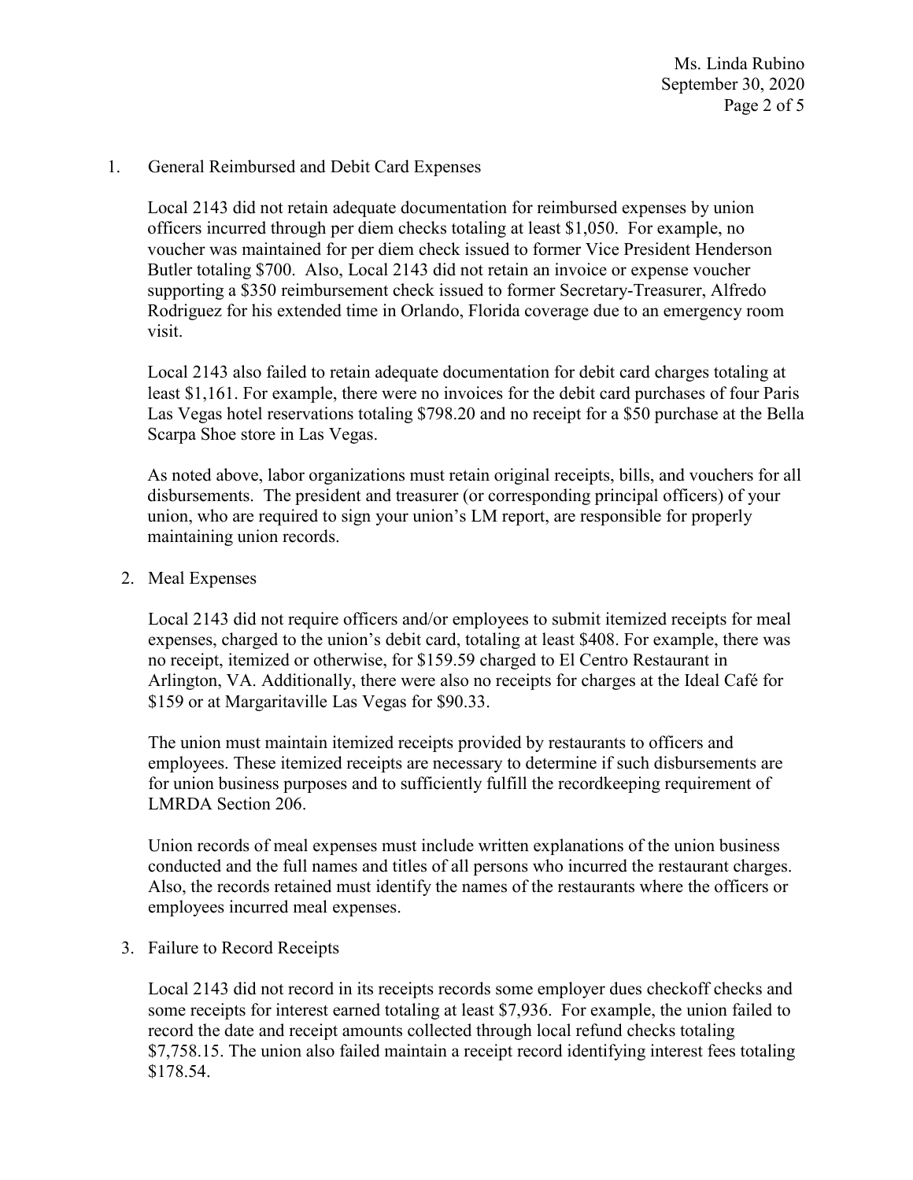1. General Reimbursed and Debit Card Expenses

   Local 2143 did not retain adequate documentation for reimbursed expenses by union officers incurred through per diem checks totaling at least $1,050. For example, no voucher was maintained for per diem check issued to former Vice President Henderson Butler totaling $700. Also, Local 2143 did not retain an invoice or expense voucher supporting a $350 reimbursement check issued to former Secretary-Treasurer, Alfredo Rodriguez for his extended time in Orlando, Florida coverage due to an emergency room visit.

   Local 2143 also failed to retain adequate documentation for debit card charges totaling at least $1,161. For example, there were no invoices for the debit card purchases of four Paris Las Vegas hotel reservations totaling $798.20 and no receipt for a $50 purchase at the Bella Scarpa Shoe store in Las Vegas.

   As noted above, labor organizations must retain original receipts, bills, and vouchers for all disbursements. The president and treasurer (or corresponding principal officers) of your union, who are required to sign your union's LM report, are responsible for properly maintaining union records.

2. Meal Expenses

   Local 2143 did not require officers and/or employees to submit itemized receipts for meal expenses, charged to the union's debit card, totaling at least $408. For example, there was no receipt, itemized or otherwise, for $159.59 charged to El Centro Restaurant in Arlington, VA. Additionally, there were also no receipts for charges at the Ideal Café for $159 or at Margaritaville Las Vegas for $90.33.

   The union must maintain itemized receipts provided by restaurants to officers and employees. These itemized receipts are necessary to determine if such disbursements are for union business purposes and to sufficiently fulfill the recordkeeping requirement of LMRDA Section 206.

   Union records of meal expenses must include written explanations of the union business conducted and the full names and titles of all persons who incurred the restaurant charges. Also, the records retained must identify the names of the restaurants where the officers or employees incurred meal expenses.

3. Failure to Record Receipts

   Local 2143 did not record in its receipts records some employer dues checkoff checks and some receipts for interest earned totaling at least $7,936. For example, the union failed to record the date and receipt amounts collected through local refund checks totaling $7,758.15. The union also failed maintain a receipt record identifying interest fees totaling $178.54.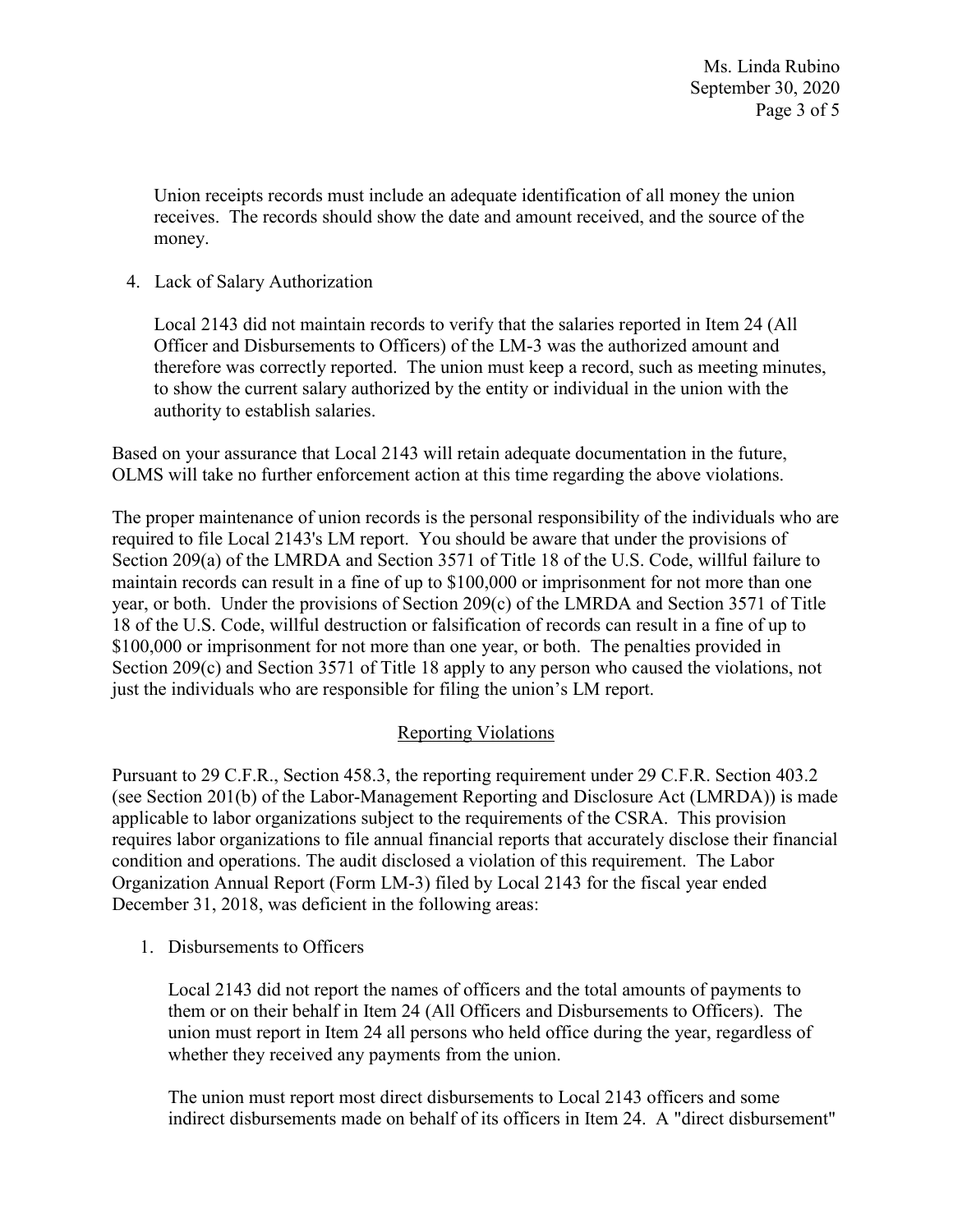Union receipts records must include an adequate identification of all money the union receives. The records should show the date and amount received, and the source of the money.

4. Lack of Salary Authorization

   Local 2143 did not maintain records to verify that the salaries reported in Item 24 (All Officer and Disbursements to Officers) of the LM-3 was the authorized amount and therefore was correctly reported. The union must keep a record, such as meeting minutes, to show the current salary authorized by the entity or individual in the union with the authority to establish salaries.

Based on your assurance that Local 2143 will retain adequate documentation in the future, OLMS will take no further enforcement action at this time regarding the above violations.

The proper maintenance of union records is the personal responsibility of the individuals who are required to file Local 2143's LM report. You should be aware that under the provisions of Section 209(a) of the LMRDA and Section 3571 of Title 18 of the U.S. Code, willful failure to maintain records can result in a fine of up to $100,000 or imprisonment for not more than one year, or both. Under the provisions of Section 209(c) of the LMRDA and Section 3571 of Title 18 of the U.S. Code, willful destruction or falsification of records can result in a fine of up to $100,000 or imprisonment for not more than one year, or both. The penalties provided in Section 209(c) and Section 3571 of Title 18 apply to any person who caused the violations, not just the individuals who are responsible for filing the union's LM report.

## Reporting Violations

Pursuant to 29 C.F.R., Section 458.3, the reporting requirement under 29 C.F.R. Section 403.2 (see Section 201(b) of the Labor-Management Reporting and Disclosure Act (LMRDA)) is made applicable to labor organizations subject to the requirements of the CSRA. This provision requires labor organizations to file annual financial reports that accurately disclose their financial condition and operations. The audit disclosed a violation of this requirement. The Labor Organization Annual Report (Form LM-3) filed by Local 2143 for the fiscal year ended December 31, 2018, was deficient in the following areas:

1. Disbursements to Officers

   Local 2143 did not report the names of officers and the total amounts of payments to them or on their behalf in Item 24 (All Officers and Disbursements to Officers). The union must report in Item 24 all persons who held office during the year, regardless of whether they received any payments from the union.

   The union must report most direct disbursements to Local 2143 officers and some indirect disbursements made on behalf of its officers in Item 24. A "direct disbursement"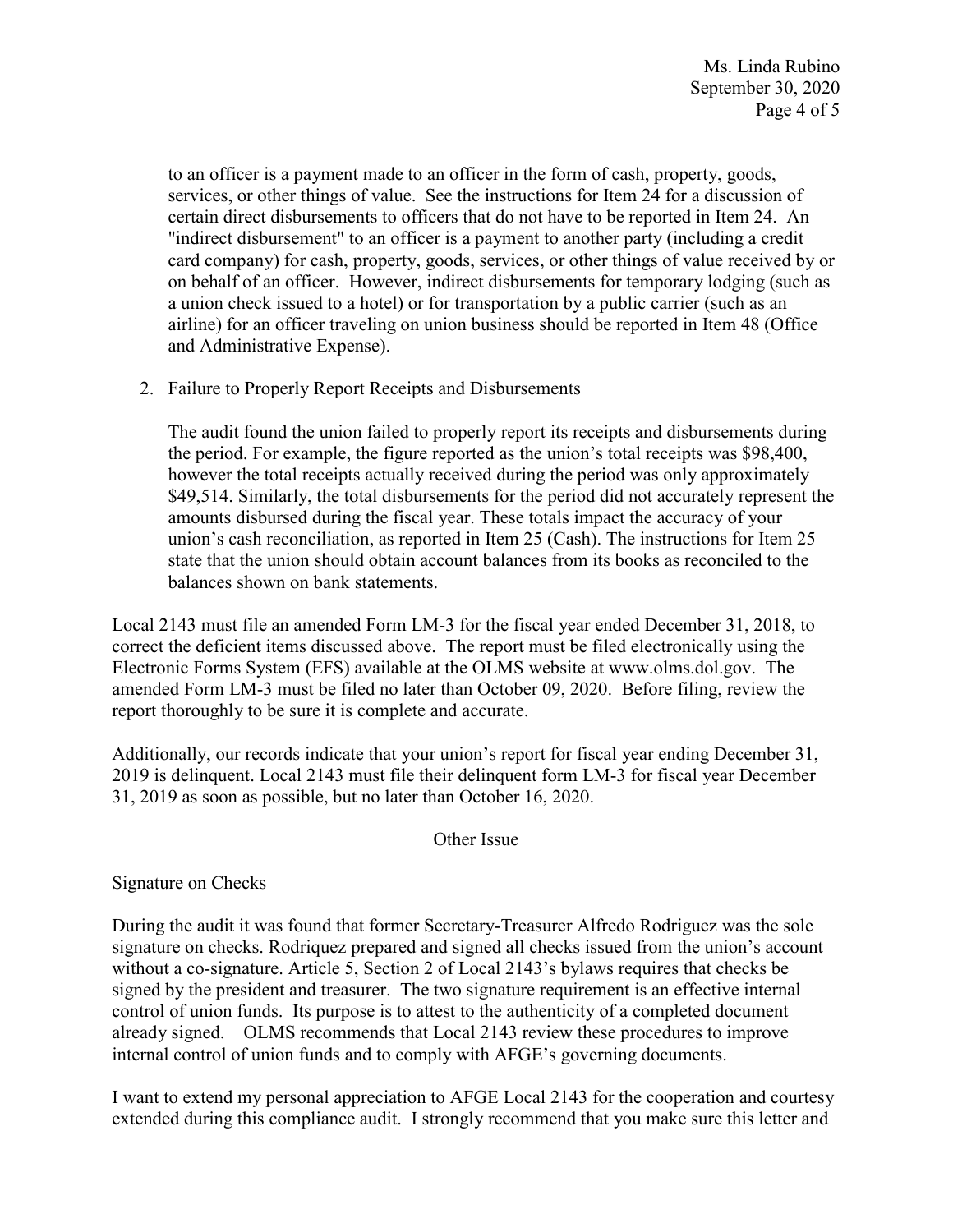to an officer is a payment made to an officer in the form of cash, property, goods, services, or other things of value. See the instructions for Item 24 for a discussion of certain direct disbursements to officers that do not have to be reported in Item 24. An "indirect disbursement" to an officer is a payment to another party (including a credit card company) for cash, property, goods, services, or other things of value received by or on behalf of an officer. However, indirect disbursements for temporary lodging (such as a union check issued to a hotel) or for transportation by a public carrier (such as an airline) for an officer traveling on union business should be reported in Item 48 (Office and Administrative Expense).

2. Failure to Properly Report Receipts and Disbursements

   The audit found the union failed to properly report its receipts and disbursements during the period. For example, the figure reported as the union's total receipts was $98,400, however the total receipts actually received during the period was only approximately $49,514. Similarly, the total disbursements for the period did not accurately represent the amounts disbursed during the fiscal year. These totals impact the accuracy of your union's cash reconciliation, as reported in Item 25 (Cash). The instructions for Item 25 state that the union should obtain account balances from its books as reconciled to the balances shown on bank statements.

Local 2143 must file an amended Form LM-3 for the fiscal year ended December 31, 2018, to correct the deficient items discussed above. The report must be filed electronically using the Electronic Forms System (EFS) available at the OLMS website at www.olms.dol.gov. The amended Form LM-3 must be filed no later than October 09, 2020. Before filing, review the report thoroughly to be sure it is complete and accurate.

Additionally, our records indicate that your union's report for fiscal year ending December 31, 2019 is delinquent. Local 2143 must file their delinquent form LM-3 for fiscal year December 31, 2019 as soon as possible, but no later than October 16, 2020.

## Other Issue

Signature on Checks

During the audit it was found that former Secretary-Treasurer Alfredo Rodriguez was the sole signature on checks. Rodriquez prepared and signed all checks issued from the union's account without a co-signature. Article 5, Section 2 of Local 2143's bylaws requires that checks be signed by the president and treasurer. The two signature requirement is an effective internal control of union funds. Its purpose is to attest to the authenticity of a completed document already signed. OLMS recommends that Local 2143 review these procedures to improve internal control of union funds and to comply with AFGE's governing documents.

I want to extend my personal appreciation to AFGE Local 2143 for the cooperation and courtesy extended during this compliance audit. I strongly recommend that you make sure this letter and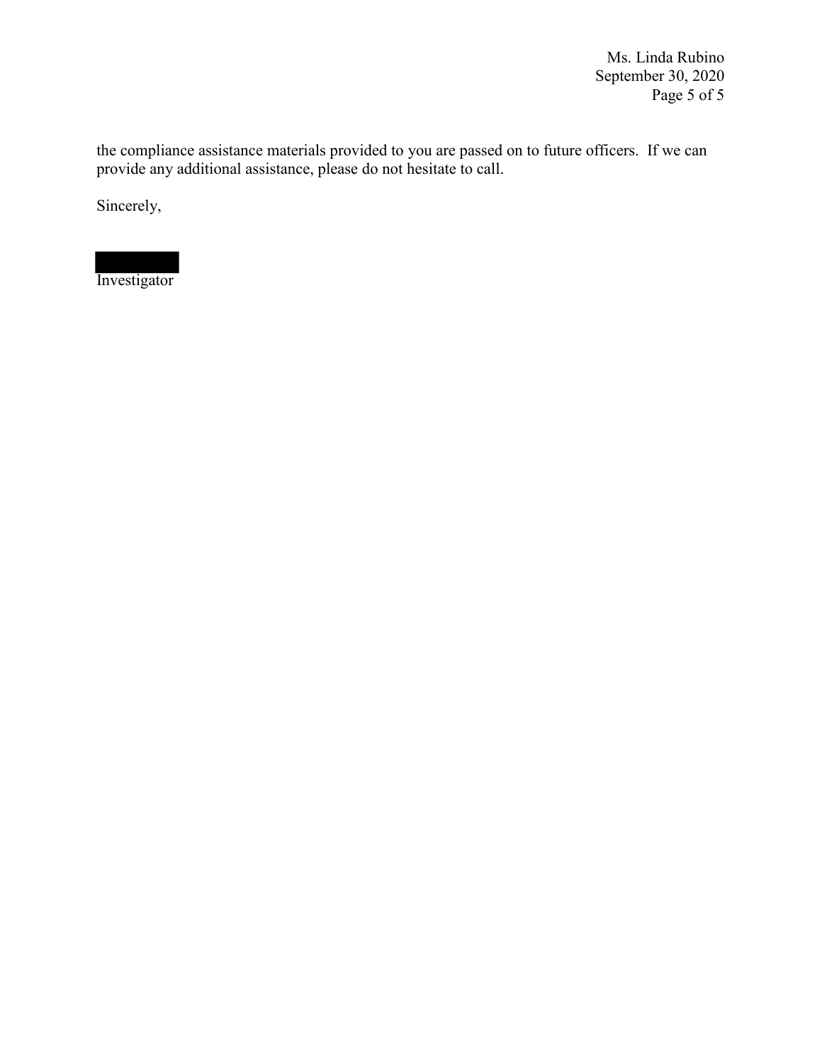the compliance assistance materials provided to you are passed on to future officers. If we can provide any additional assistance, please do not hesitate to call.

Sincerely,

Investigator